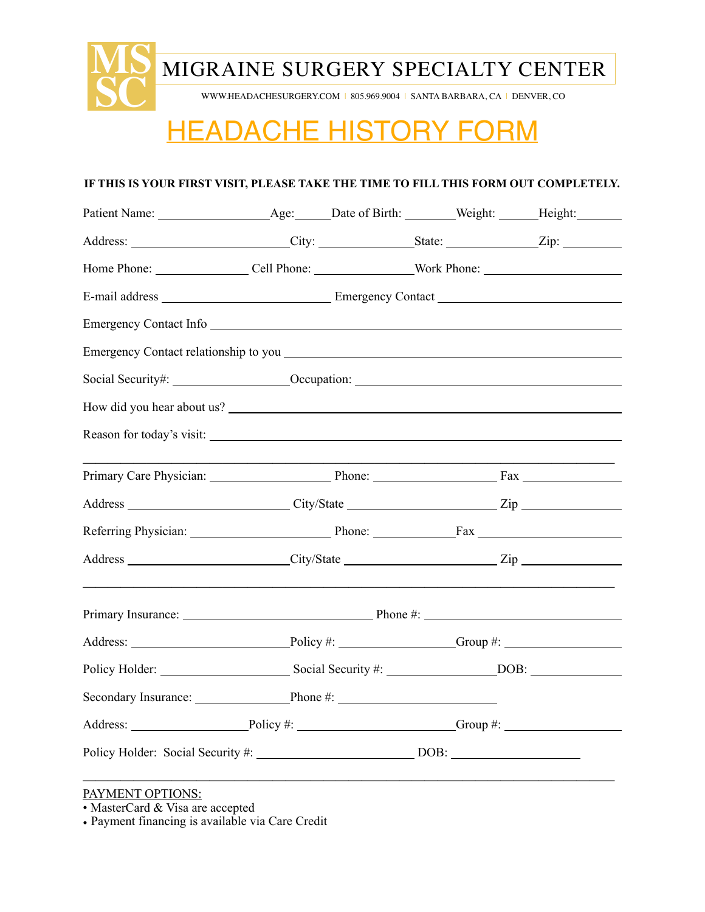MSSC

# MIGRAINE SURGERY SPECIALTY CENTER

WWW.HEADACHESURGERY.COM | 805.969.9004 | SANTA BARBARA, CA | DENVER, CO

# HEADACHE HISTORY FORM

**IF THIS IS YOUR FIRST VISIT, PLEASE TAKE THE TIME TO FILL THIS FORM OUT COMPLETELY.**

Patient Name: _________________ Age: _____ Date of Birth: ________ Weight: ______ Height: _______

Address: ________________________ City: ______________ State: ____________ Zip: _________

Home Phone: ______________ Cell Phone: _______________ Work Phone: _____________________

E-mail address __________________________ Emergency Contact ____________________________

Emergency Contact Info _______________________________________________________________

Emergency Contact relationship to you _________________________________________________

Social Security#: __________________ Occupation: _________________________________________

How did you hear about us? ____________________________________________________________

Reason for today's visit: _______________________________________________________________

_____________________________________________________________________________________

Primary Care Physician: ___________________ Phone: ___________________ Fax _______________

Address _________________________ City/State _______________________ Zip _______________

Referring Physician: _____________________ Phone: ____________ Fax _______________________

Address _________________________ City/State _______________________ Zip _______________

_____________________________________________________________________________________

Primary Insurance: _____________________________ Phone #: _______________________________

Address: ________________________ Policy #: _________________ Group #: __________________

Policy Holder: ____________________ Social Security #: ________________ DOB: ______________

Secondary Insurance: _______________ Phone #: _________________________

Address: __________________ Policy #: _______________________ Group #: __________________

Policy Holder: Social Security #: ________________________ DOB: ____________________

_____________________________________________________________________________________

PAYMENT OPTIONS:

- MasterCard & Visa are accepted
- Payment financing is available via Care Credit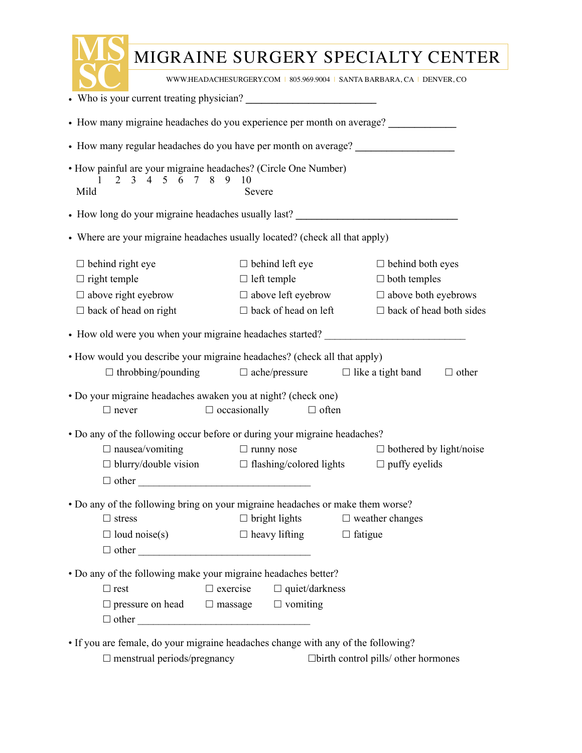# MIGRAINE SURGERY SPECIALTY CENTER

WWW.HEADACHESURGERY.COM | 805.969.9004 | SANTA BARBARA, CA | DENVER, CO

- Who is your current treating physician? ________________________

- How many migraine headaches do you experience per month on average? ____________

- How many regular headaches do you have per month on average? __________________

- How painful are your migraine headaches? (Circle One Number)

  1 2 3 4 5 6 7 8 9 10

  Mild Severe

- How long do your migraine headaches usually last? ______________________________

- Where are your migraine headaches usually located? (check all that apply)

| | | |
|---|---|---|
| ☐ behind right eye | ☐ behind left eye | ☐ behind both eyes |
| ☐ right temple | ☐ left temple | ☐ both temples |
| ☐ above right eyebrow | ☐ above left eyebrow | ☐ above both eyebrows |
| ☐ back of head on right | ☐ back of head on left | ☐ back of head both sides |

- How old were you when your migraine headaches started? ___________________________

- How would you describe your migraine headaches? (check all that apply)

  ☐ throbbing/pounding ☐ ache/pressure ☐ like a tight band ☐ other

- Do your migraine headaches awaken you at night? (check one)

  ☐ never ☐ occasionally ☐ often

- Do any of the following occur before or during your migraine headaches?

  ☐ nausea/vomiting ☐ runny nose ☐ bothered by light/noise

  ☐ blurry/double vision ☐ flashing/colored lights ☐ puffy eyelids

  ☐ other ________________________________

- Do any of the following bring on your migraine headaches or make them worse?

  ☐ stress ☐ bright lights ☐ weather changes

  ☐ loud noise(s) ☐ heavy lifting ☐ fatigue

  ☐ other ________________________________

- Do any of the following make your migraine headaches better?

  ☐ rest ☐ exercise ☐ quiet/darkness

  ☐ pressure on head ☐ massage ☐ vomiting

  ☐ other ________________________________

- If you are female, do your migraine headaches change with any of the following?

  ☐ menstrual periods/pregnancy ☐ birth control pills/ other hormones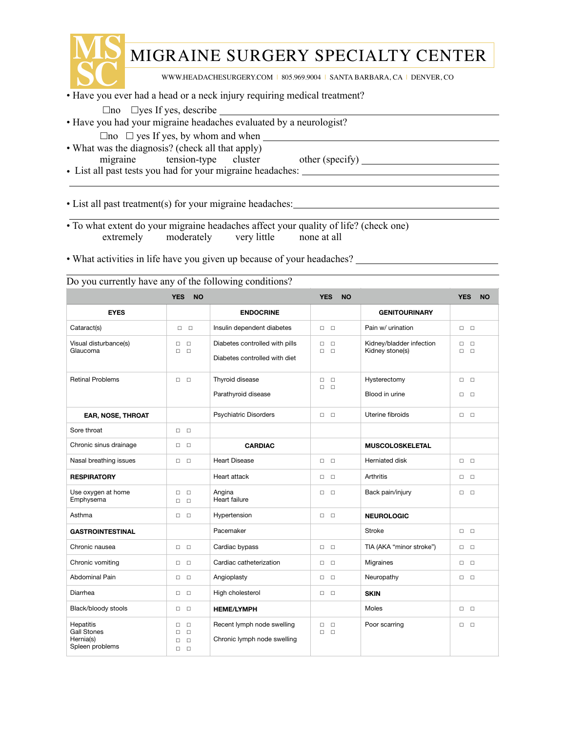# MIGRAINE SURGERY SPECIALTY CENTER

WWW.HEADACHESURGERY.COM | 805.969.9004 | SANTA BARBARA, CA | DENVER, CO

- Have you ever had a head or a neck injury requiring medical treatment?

  ☐no ☐yes If yes, describe ___________________________________________

- Have you had your migraine headaches evaluated by a neurologist?

  ☐no ☐ yes If yes, by whom and when ___________________________________

- What was the diagnosis? (check all that apply)

  migraine    tension-type    cluster    other (specify) ________________________

- List all past tests you had for your migraine headaches: ___________________________

  ______________________________________________________________________

- List all past treatment(s) for your migraine headaches: ___________________________

  ______________________________________________________________________

- To what extent do your migraine headaches affect your quality of life? (check one)

  extremely    moderately    very little    none at all

- What activities in life have you given up because of your headaches? _______________

  ______________________________________________________________________

Do you currently have any of the following conditions?

| | YES NO | | YES NO | | YES NO |
|---|---|---|---|---|---|
| **EYES** | | **ENDOCRINE** | | **GENITOURINARY** | |
| Cataract(s) | ☐ ☐ | Insulin dependent diabetes | ☐ ☐ | Pain w/ urination | ☐ ☐ |
| Visual disturbance(s) | ☐ ☐ | Diabetes controlled with pills | ☐ ☐ | Kidney/bladder infection | ☐ ☐ |
| Glaucoma | ☐ ☐ | Diabetes controlled with diet | ☐ ☐ | Kidney stone(s) | ☐ ☐ |
| Retinal Problems | ☐ ☐ | Thyroid disease | ☐ ☐ | Hysterectomy | ☐ ☐ |
| | | Parathyroid disease | ☐ ☐ | Blood in urine | ☐ ☐ |
| **EAR, NOSE, THROAT** | | Psychiatric Disorders | ☐ ☐ | Uterine fibroids | ☐ ☐ |
| Sore throat | ☐ ☐ | | | | |
| Chronic sinus drainage | ☐ ☐ | **CARDIAC** | | **MUSCOLOSKELETAL** | |
| Nasal breathing issues | ☐ ☐ | Heart Disease | ☐ ☐ | Herniated disk | ☐ ☐ |
| **RESPIRATORY** | | Heart attack | ☐ ☐ | Arthritis | ☐ ☐ |
| Use oxygen at home | ☐ ☐ | Angina | ☐ ☐ | Back pain/injury | ☐ ☐ |
| Emphysema | ☐ ☐ | Heart failure | | | |
| Asthma | ☐ ☐ | Hypertension | ☐ ☐ | **NEUROLOGIC** | |
| **GASTROINTESTINAL** | | Pacemaker | | Stroke | ☐ ☐ |
| Chronic nausea | ☐ ☐ | Cardiac bypass | ☐ ☐ | TIA (AKA "minor stroke") | ☐ ☐ |
| Chronic vomiting | ☐ ☐ | Cardiac catheterization | ☐ ☐ | Migraines | ☐ ☐ |
| Abdominal Pain | ☐ ☐ | Angioplasty | ☐ ☐ | Neuropathy | ☐ ☐ |
| Diarrhea | ☐ ☐ | High cholesterol | ☐ ☐ | **SKIN** | |
| Black/bloody stools | ☐ ☐ | **HEME/LYMPH** | | Moles | ☐ ☐ |
| Hepatitis | ☐ ☐ | Recent lymph node swelling | ☐ ☐ | Poor scarring | ☐ ☐ |
| Gall Stones | ☐ ☐ | Chronic lymph node swelling | ☐ ☐ | | |
| Hernia(s) | ☐ ☐ | | | | |
| Spleen problems | ☐ ☐ | | | | |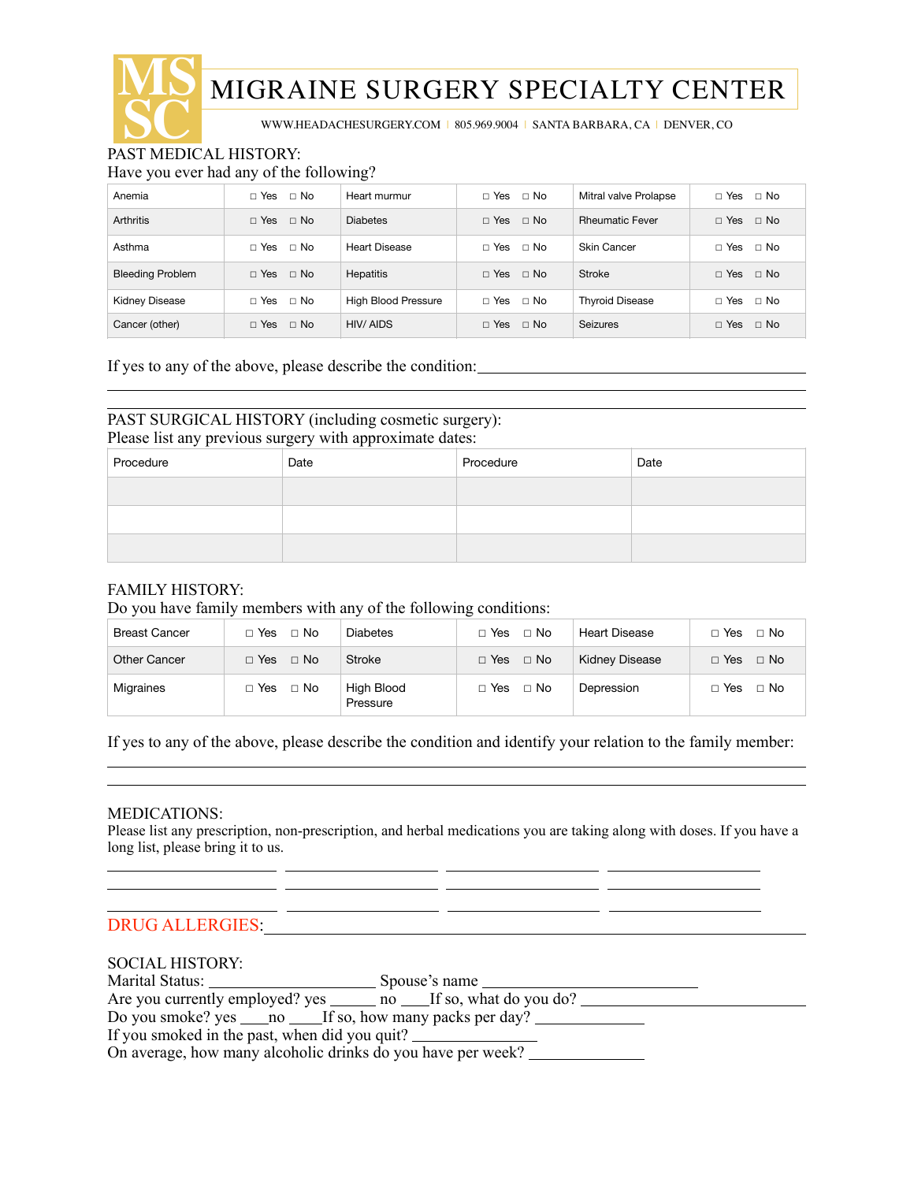# MIGRAINE SURGERY SPECIALTY CENTER

WWW.HEADACHESURGERY.COM | 805.969.9004 | SANTA BARBARA, CA | DENVER, CO

PAST MEDICAL HISTORY:
Have you ever had any of the following?

| | | | | | |
|---|---|---|---|---|---|
| Anemia | ☐ Yes ☐ No | Heart murmur | ☐ Yes ☐ No | Mitral valve Prolapse | ☐ Yes ☐ No |
| Arthritis | ☐ Yes ☐ No | Diabetes | ☐ Yes ☐ No | Rheumatic Fever | ☐ Yes ☐ No |
| Asthma | ☐ Yes ☐ No | Heart Disease | ☐ Yes ☐ No | Skin Cancer | ☐ Yes ☐ No |
| Bleeding Problem | ☐ Yes ☐ No | Hepatitis | ☐ Yes ☐ No | Stroke | ☐ Yes ☐ No |
| Kidney Disease | ☐ Yes ☐ No | High Blood Pressure | ☐ Yes ☐ No | Thyroid Disease | ☐ Yes ☐ No |
| Cancer (other) | ☐ Yes ☐ No | HIV/ AIDS | ☐ Yes ☐ No | Seizures | ☐ Yes ☐ No |

If yes to any of the above, please describe the condition:\_\_\_\_\_\_\_\_\_\_\_\_\_\_\_\_\_\_\_\_\_\_\_\_\_\_\_\_\_\_\_\_\_\_\_\_\_\_\_\_

\_\_\_\_\_\_\_\_\_\_\_\_\_\_\_\_\_\_\_\_\_\_\_\_\_\_\_\_\_\_\_\_\_\_\_\_\_\_\_\_\_\_\_\_\_\_\_\_\_\_\_\_\_\_\_\_\_\_\_\_\_\_\_\_\_\_\_\_\_\_\_\_\_\_\_\_\_\_

PAST SURGICAL HISTORY (including cosmetic surgery):
Please list any previous surgery with approximate dates:

| Procedure | Date | Procedure | Date |
|---|---|---|---|
| | | | |
| | | | |
| | | | |

FAMILY HISTORY:
Do you have family members with any of the following conditions:

| | | | | | |
|---|---|---|---|---|---|
| Breast Cancer | ☐ Yes ☐ No | Diabetes | ☐ Yes ☐ No | Heart Disease | ☐ Yes ☐ No |
| Other Cancer | ☐ Yes ☐ No | Stroke | ☐ Yes ☐ No | Kidney Disease | ☐ Yes ☐ No |
| Migraines | ☐ Yes ☐ No | High Blood Pressure | ☐ Yes ☐ No | Depression | ☐ Yes ☐ No |

If yes to any of the above, please describe the condition and identify your relation to the family member:

\_\_\_\_\_\_\_\_\_\_\_\_\_\_\_\_\_\_\_\_\_\_\_\_\_\_\_\_\_\_\_\_\_\_\_\_\_\_\_\_\_\_\_\_\_\_\_\_\_\_\_\_\_\_\_\_\_\_\_\_\_\_\_\_\_\_\_\_\_\_\_\_\_\_\_\_\_\_

\_\_\_\_\_\_\_\_\_\_\_\_\_\_\_\_\_\_\_\_\_\_\_\_\_\_\_\_\_\_\_\_\_\_\_\_\_\_\_\_\_\_\_\_\_\_\_\_\_\_\_\_\_\_\_\_\_\_\_\_\_\_\_\_\_\_\_\_\_\_\_\_\_\_\_\_\_\_

MEDICATIONS:
Please list any prescription, non-prescription, and herbal medications you are taking along with doses. If you have a long list, please bring it to us.

\_\_\_\_\_\_\_\_\_\_\_\_\_\_\_\_\_\_\_\_ \_\_\_\_\_\_\_\_\_\_\_\_\_\_\_\_\_\_\_\_ \_\_\_\_\_\_\_\_\_\_\_\_\_\_\_\_\_\_\_\_ \_\_\_\_\_\_\_\_\_\_\_\_\_\_\_\_\_\_\_\_

\_\_\_\_\_\_\_\_\_\_\_\_\_\_\_\_\_\_\_\_ \_\_\_\_\_\_\_\_\_\_\_\_\_\_\_\_\_\_\_\_ \_\_\_\_\_\_\_\_\_\_\_\_\_\_\_\_\_\_\_\_ \_\_\_\_\_\_\_\_\_\_\_\_\_\_\_\_\_\_\_\_

\_\_\_\_\_\_\_\_\_\_\_\_\_\_\_\_\_\_\_\_ \_\_\_\_\_\_\_\_\_\_\_\_\_\_\_\_\_\_\_\_ \_\_\_\_\_\_\_\_\_\_\_\_\_\_\_\_\_\_\_\_ \_\_\_\_\_\_\_\_\_\_\_\_\_\_\_\_\_\_\_\_

DRUG ALLERGIES:\_\_\_\_\_\_\_\_\_\_\_\_\_\_\_\_\_\_\_\_\_\_\_\_\_\_\_\_\_\_\_\_\_\_\_\_\_\_\_\_\_\_\_\_\_\_\_\_\_\_\_\_\_\_\_\_\_\_\_\_\_\_

SOCIAL HISTORY:
Marital Status: \_\_\_\_\_\_\_\_\_\_\_\_\_\_\_\_\_\_\_\_ Spouse's name \_\_\_\_\_\_\_\_\_\_\_\_\_\_\_\_\_\_\_\_\_\_\_\_\_
Are you currently employed? yes \_\_\_\_\_\_ no \_\_\_If so, what do you do? \_\_\_\_\_\_\_\_\_\_\_\_\_\_\_\_\_\_\_\_\_\_\_\_\_\_
Do you smoke? yes \_\_\_no \_\_\_If so, how many packs per day? \_\_\_\_\_\_\_\_\_\_\_\_\_
If you smoked in the past, when did you quit? \_\_\_\_\_\_\_\_\_\_\_\_\_\_
On average, how many alcoholic drinks do you have per week? \_\_\_\_\_\_\_\_\_\_\_\_\_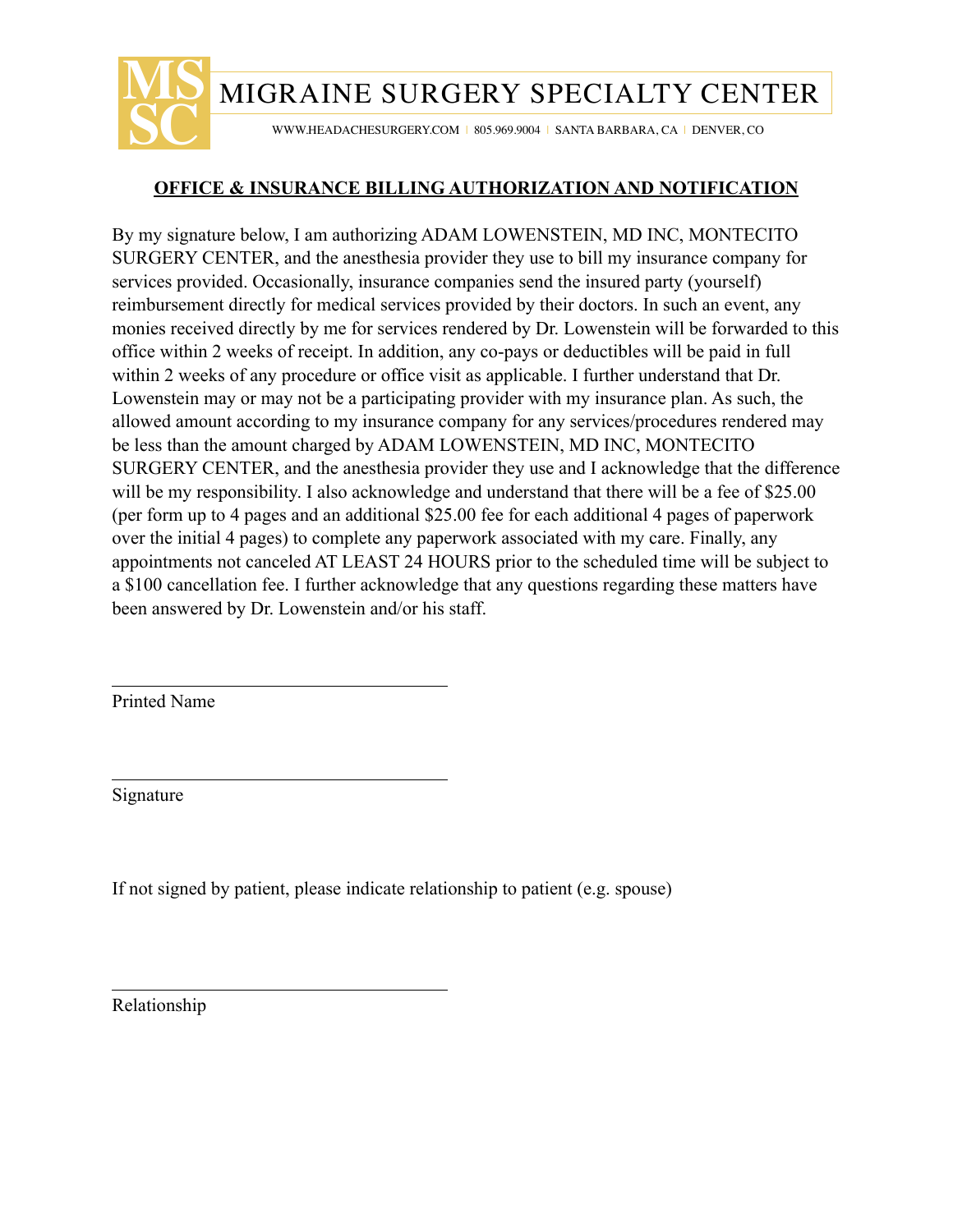# MIGRAINE SURGERY SPECIALTY CENTER

WWW.HEADACHESURGERY.COM | 805.969.9004 | SANTA BARBARA, CA | DENVER, CO

## OFFICE & INSURANCE BILLING AUTHORIZATION AND NOTIFICATION

By my signature below, I am authorizing ADAM LOWENSTEIN, MD INC, MONTECITO SURGERY CENTER, and the anesthesia provider they use to bill my insurance company for services provided. Occasionally, insurance companies send the insured party (yourself) reimbursement directly for medical services provided by their doctors. In such an event, any monies received directly by me for services rendered by Dr. Lowenstein will be forwarded to this office within 2 weeks of receipt. In addition, any co-pays or deductibles will be paid in full within 2 weeks of any procedure or office visit as applicable. I further understand that Dr. Lowenstein may or may not be a participating provider with my insurance plan. As such, the allowed amount according to my insurance company for any services/procedures rendered may be less than the amount charged by ADAM LOWENSTEIN, MD INC, MONTECITO SURGERY CENTER, and the anesthesia provider they use and I acknowledge that the difference will be my responsibility. I also acknowledge and understand that there will be a fee of $25.00 (per form up to 4 pages and an additional $25.00 fee for each additional 4 pages of paperwork over the initial 4 pages) to complete any paperwork associated with my care. Finally, any appointments not canceled AT LEAST 24 HOURS prior to the scheduled time will be subject to a $100 cancellation fee. I further acknowledge that any questions regarding these matters have been answered by Dr. Lowenstein and/or his staff.

\_\_\_\_\_\_\_\_\_\_\_\_\_\_\_\_\_\_\_\_\_\_\_\_\_\_\_\_\_\_\_\_\_\_\_\_

Printed Name

\_\_\_\_\_\_\_\_\_\_\_\_\_\_\_\_\_\_\_\_\_\_\_\_\_\_\_\_\_\_\_\_\_\_\_\_

Signature

If not signed by patient, please indicate relationship to patient (e.g. spouse)

\_\_\_\_\_\_\_\_\_\_\_\_\_\_\_\_\_\_\_\_\_\_\_\_\_\_\_\_\_\_\_\_\_\_\_\_

Relationship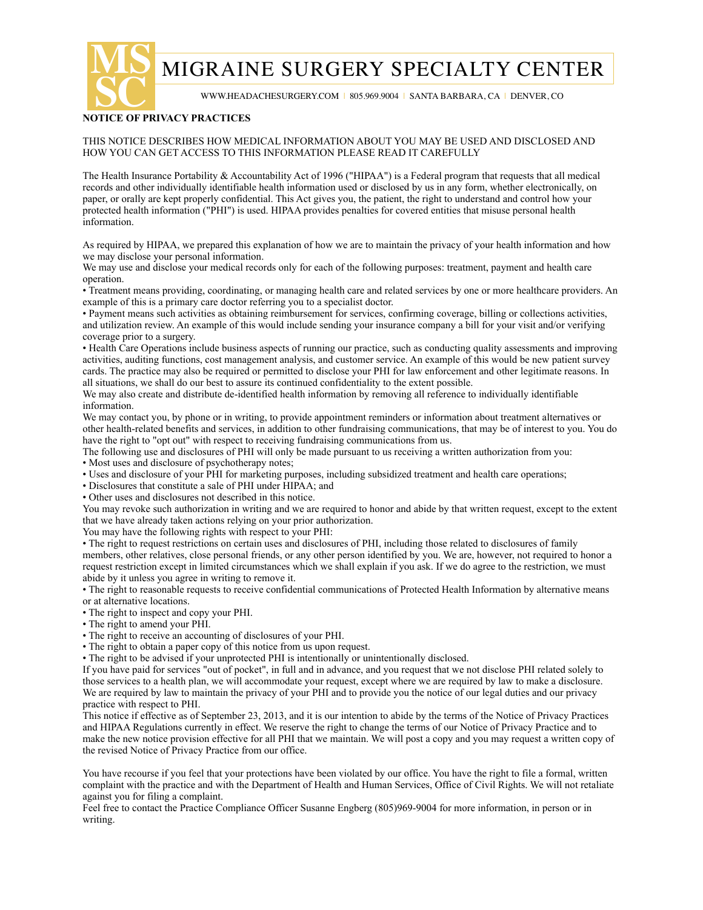# MIGRAINE SURGERY SPECIALTY CENTER

WWW.HEADACHESURGERY.COM | 805.969.9004 | SANTA BARBARA, CA | DENVER, CO

**NOTICE OF PRIVACY PRACTICES**

THIS NOTICE DESCRIBES HOW MEDICAL INFORMATION ABOUT YOU MAY BE USED AND DISCLOSED AND HOW YOU CAN GET ACCESS TO THIS INFORMATION PLEASE READ IT CAREFULLY

The Health Insurance Portability & Accountability Act of 1996 ("HIPAA") is a Federal program that requests that all medical records and other individually identifiable health information used or disclosed by us in any form, whether electronically, on paper, or orally are kept properly confidential. This Act gives you, the patient, the right to understand and control how your protected health information ("PHI") is used. HIPAA provides penalties for covered entities that misuse personal health information.

As required by HIPAA, we prepared this explanation of how we are to maintain the privacy of your health information and how we may disclose your personal information.
We may use and disclose your medical records only for each of the following purposes: treatment, payment and health care operation.

- Treatment means providing, coordinating, or managing health care and related services by one or more healthcare providers. An example of this is a primary care doctor referring you to a specialist doctor.
- Payment means such activities as obtaining reimbursement for services, confirming coverage, billing or collections activities, and utilization review. An example of this would include sending your insurance company a bill for your visit and/or verifying coverage prior to a surgery.
- Health Care Operations include business aspects of running our practice, such as conducting quality assessments and improving activities, auditing functions, cost management analysis, and customer service. An example of this would be new patient survey cards. The practice may also be required or permitted to disclose your PHI for law enforcement and other legitimate reasons. In all situations, we shall do our best to assure its continued confidentiality to the extent possible.

We may also create and distribute de-identified health information by removing all reference to individually identifiable information.
We may contact you, by phone or in writing, to provide appointment reminders or information about treatment alternatives or other health-related benefits and services, in addition to other fundraising communications, that may be of interest to you. You do have the right to "opt out" with respect to receiving fundraising communications from us.
The following use and disclosures of PHI will only be made pursuant to us receiving a written authorization from you:

- Most uses and disclosure of psychotherapy notes;
- Uses and disclosure of your PHI for marketing purposes, including subsidized treatment and health care operations;
- Disclosures that constitute a sale of PHI under HIPAA; and
- Other uses and disclosures not described in this notice.

You may revoke such authorization in writing and we are required to honor and abide by that written request, except to the extent that we have already taken actions relying on your prior authorization.
You may have the following rights with respect to your PHI:

- The right to request restrictions on certain uses and disclosures of PHI, including those related to disclosures of family members, other relatives, close personal friends, or any other person identified by you. We are, however, not required to honor a request restriction except in limited circumstances which we shall explain if you ask. If we do agree to the restriction, we must abide by it unless you agree in writing to remove it.
- The right to reasonable requests to receive confidential communications of Protected Health Information by alternative means or at alternative locations.
- The right to inspect and copy your PHI.
- The right to amend your PHI.
- The right to receive an accounting of disclosures of your PHI.
- The right to obtain a paper copy of this notice from us upon request.
- The right to be advised if your unprotected PHI is intentionally or unintentionally disclosed.

If you have paid for services "out of pocket", in full and in advance, and you request that we not disclose PHI related solely to those services to a health plan, we will accommodate your request, except where we are required by law to make a disclosure. We are required by law to maintain the privacy of your PHI and to provide you the notice of our legal duties and our privacy practice with respect to PHI.
This notice if effective as of September 23, 2013, and it is our intention to abide by the terms of the Notice of Privacy Practices and HIPAA Regulations currently in effect. We reserve the right to change the terms of our Notice of Privacy Practice and to make the new notice provision effective for all PHI that we maintain. We will post a copy and you may request a written copy of the revised Notice of Privacy Practice from our office.

You have recourse if you feel that your protections have been violated by our office. You have the right to file a formal, written complaint with the practice and with the Department of Health and Human Services, Office of Civil Rights. We will not retaliate against you for filing a complaint.
Feel free to contact the Practice Compliance Officer Susanne Engberg (805)969-9004 for more information, in person or in writing.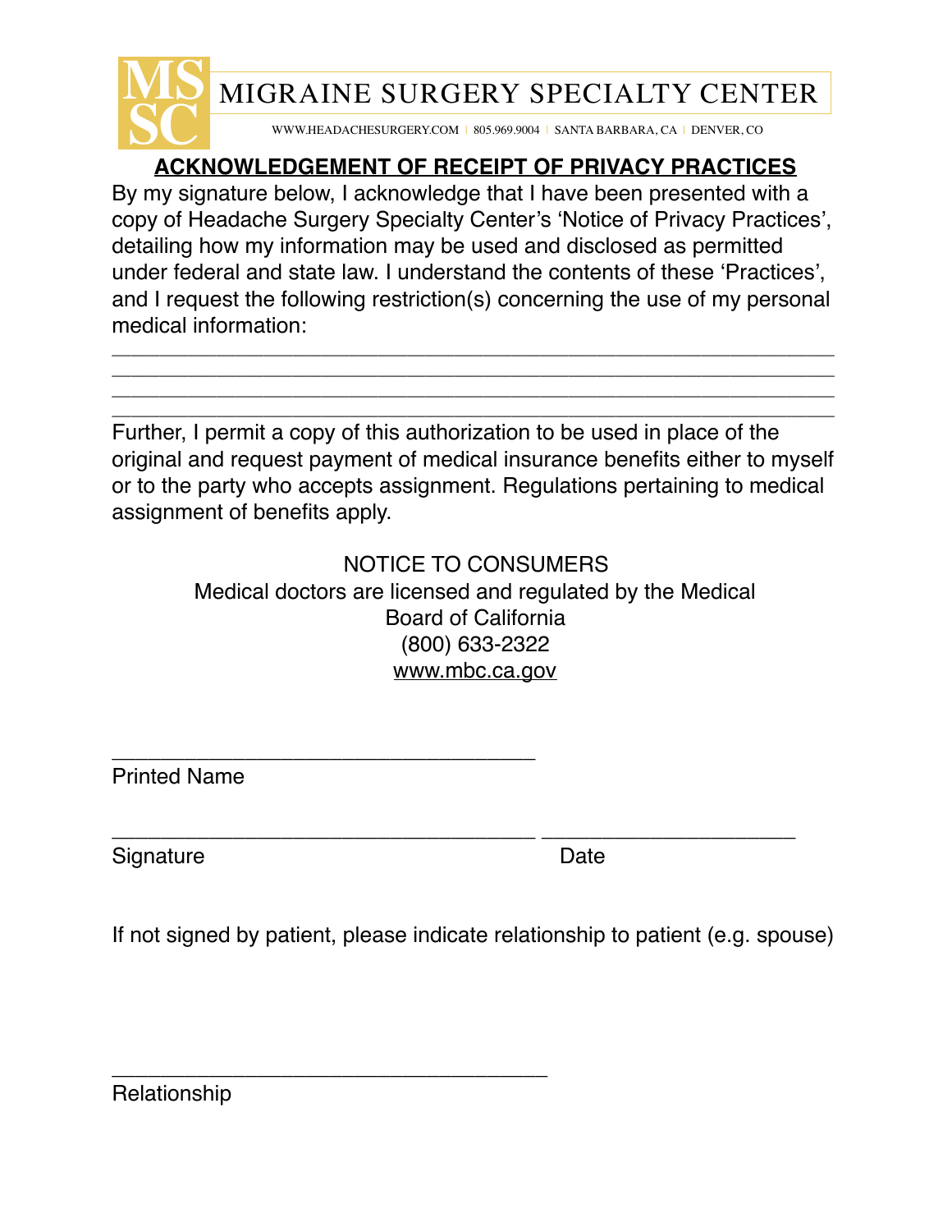MIGRAINE SURGERY SPECIALTY CENTER

WWW.HEADACHESURGERY.COM | 805.969.9004 | SANTA BARBARA, CA | DENVER, CO

## ACKNOWLEDGEMENT OF RECEIPT OF PRIVACY PRACTICES

By my signature below, I acknowledge that I have been presented with a copy of Headache Surgery Specialty Center's 'Notice of Privacy Practices', detailing how my information may be used and disclosed as permitted under federal and state law. I understand the contents of these 'Practices', and I request the following restriction(s) concerning the use of my personal medical information:

\_\_\_\_\_\_\_\_\_\_\_\_\_\_\_\_\_\_\_\_\_\_\_\_\_\_\_\_\_\_\_\_\_\_\_\_\_\_\_\_\_\_\_\_\_\_\_\_\_\_\_\_\_\_\_\_\_\_\_\_
\_\_\_\_\_\_\_\_\_\_\_\_\_\_\_\_\_\_\_\_\_\_\_\_\_\_\_\_\_\_\_\_\_\_\_\_\_\_\_\_\_\_\_\_\_\_\_\_\_\_\_\_\_\_\_\_\_\_\_\_
\_\_\_\_\_\_\_\_\_\_\_\_\_\_\_\_\_\_\_\_\_\_\_\_\_\_\_\_\_\_\_\_\_\_\_\_\_\_\_\_\_\_\_\_\_\_\_\_\_\_\_\_\_\_\_\_\_\_\_\_
\_\_\_\_\_\_\_\_\_\_\_\_\_\_\_\_\_\_\_\_\_\_\_\_\_\_\_\_\_\_\_\_\_\_\_\_\_\_\_\_\_\_\_\_\_\_\_\_\_\_\_\_\_\_\_\_\_\_\_\_

Further, I permit a copy of this authorization to be used in place of the original and request payment of medical insurance benefits either to myself or to the party who accepts assignment. Regulations pertaining to medical assignment of benefits apply.

NOTICE TO CONSUMERS

Medical doctors are licensed and regulated by the Medical Board of California

(800) 633-2322

www.mbc.ca.gov

\_\_\_\_\_\_\_\_\_\_\_\_\_\_\_\_\_\_\_\_\_\_\_\_\_\_\_\_\_\_\_\_\_\_\_\_

Printed Name

\_\_\_\_\_\_\_\_\_\_\_\_\_\_\_\_\_\_\_\_\_\_\_\_\_\_\_\_\_\_\_\_\_\_\_\_ \_\_\_\_\_\_\_\_\_\_\_\_\_\_\_\_\_\_\_\_\_\_

Signature Date

If not signed by patient, please indicate relationship to patient (e.g. spouse)

\_\_\_\_\_\_\_\_\_\_\_\_\_\_\_\_\_\_\_\_\_\_\_\_\_\_\_\_\_\_\_\_\_\_\_\_\_

Relationship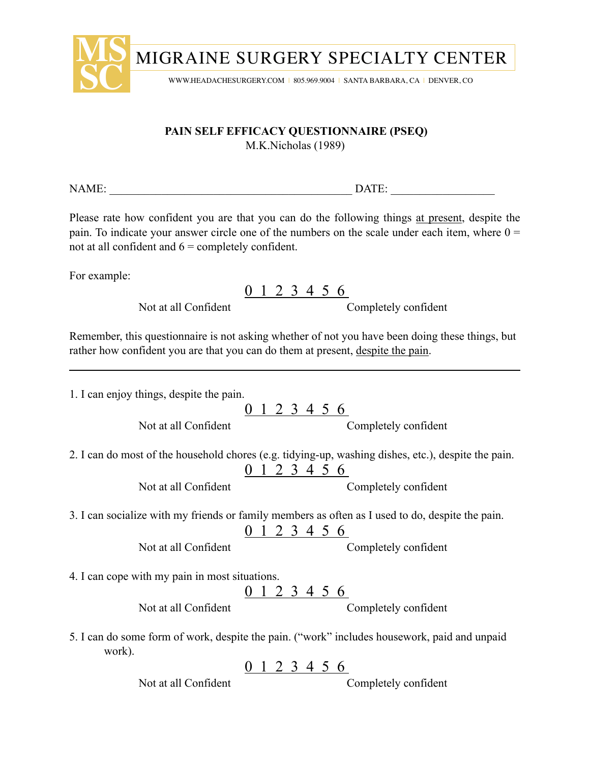MIGRAINE SURGERY SPECIALTY CENTER

WWW.HEADACHESURGERY.COM | 805.969.9004 | SANTA BARBARA, CA | DENVER, CO

**PAIN SELF EFFICACY QUESTIONNAIRE (PSEQ)**
M.K.Nicholas (1989)

NAME: ________________________________________ DATE: __________________

Please rate how confident you are that you can do the following things at present, despite the pain. To indicate your answer circle one of the numbers on the scale under each item, where 0 = not at all confident and 6 = completely confident.

For example:

0 1 2 3 4 5 6

Not at all Confident — Completely confident

Remember, this questionnaire is not asking whether of not you have been doing these things, but rather how confident you are that you can do them at present, despite the pain.

---

1. I can enjoy things, despite the pain.

0 1 2 3 4 5 6

Not at all Confident — Completely confident

2. I can do most of the household chores (e.g. tidying-up, washing dishes, etc.), despite the pain.

0 1 2 3 4 5 6

Not at all Confident — Completely confident

3. I can socialize with my friends or family members as often as I used to do, despite the pain.

0 1 2 3 4 5 6

Not at all Confident — Completely confident

4. I can cope with my pain in most situations.

0 1 2 3 4 5 6

Not at all Confident — Completely confident

5. I can do some form of work, despite the pain. ("work" includes housework, paid and unpaid work).

0 1 2 3 4 5 6

Not at all Confident — Completely confident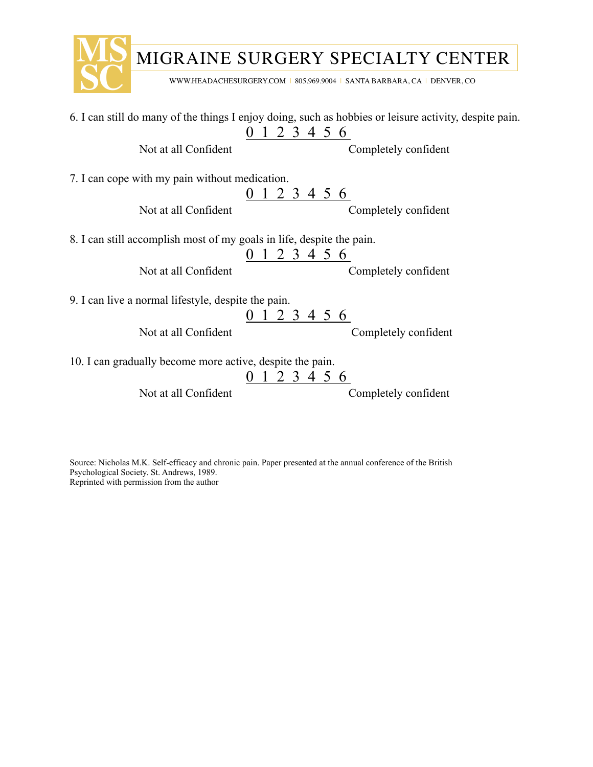6. I can still do many of the things I enjoy doing, such as hobbies or leisure activity, despite pain.

0 1 2 3 4 5 6

Not at all Confident — Completely confident

7. I can cope with my pain without medication.

0 1 2 3 4 5 6

Not at all Confident — Completely confident

8. I can still accomplish most of my goals in life, despite the pain.

0 1 2 3 4 5 6

Not at all Confident — Completely confident

9. I can live a normal lifestyle, despite the pain.

0 1 2 3 4 5 6

Not at all Confident — Completely confident

10. I can gradually become more active, despite the pain.

0 1 2 3 4 5 6

Not at all Confident — Completely confident

Source: Nicholas M.K. Self-efficacy and chronic pain. Paper presented at the annual conference of the British Psychological Society. St. Andrews, 1989.
Reprinted with permission from the author